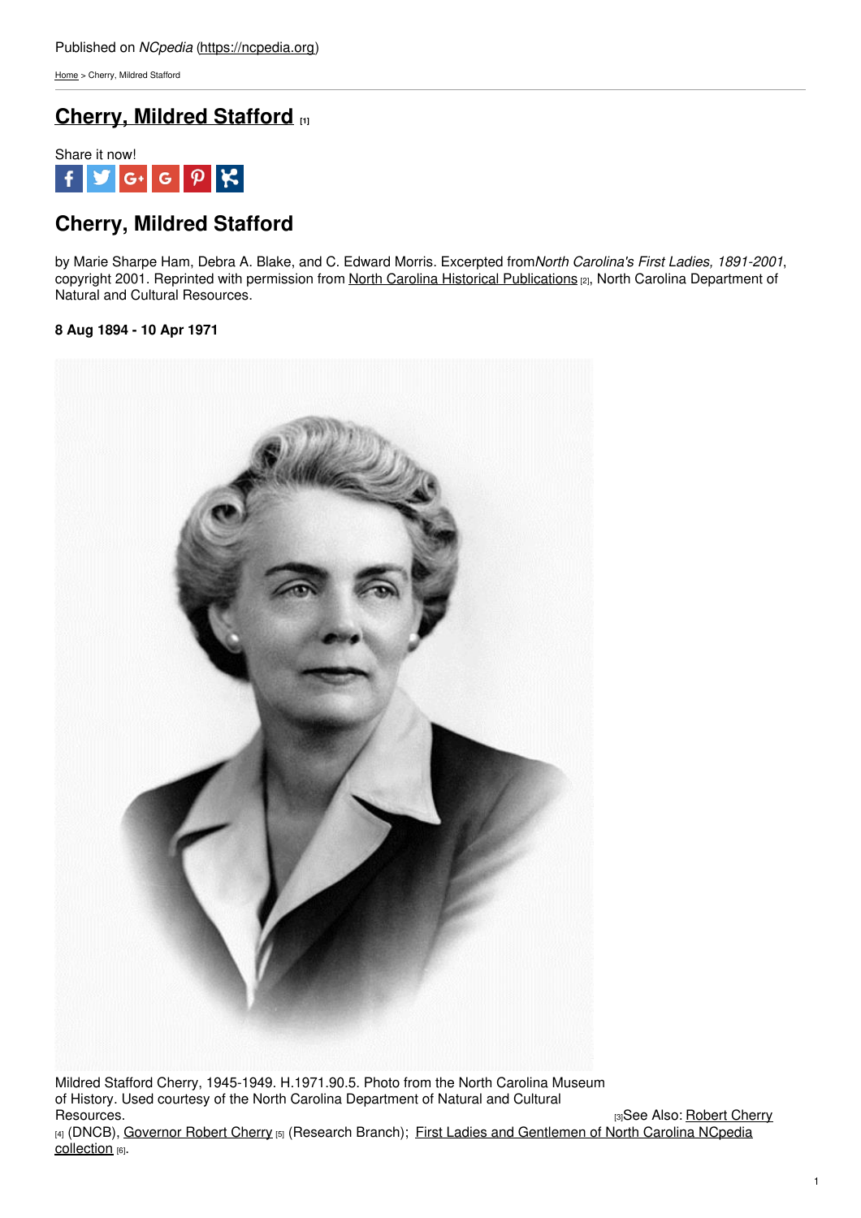Published on *NCpedia* (https://ncpedia.org)

Home > Cherry, Mildred Stafford

# Cherry, Mildred Stafford [1]

Share it now!

## Cherry, Mildred Stafford

by Marie Sharpe Ham, Debra A. Blake, and C. Edward Morris. Excerpted from *North Carolina's First Ladies, 1891-2001*, copyright 2001. Reprinted with permission from North Carolina Historical Publications [2], North Carolina Department of Natural and Cultural Resources.

**8 Aug 1894 - 10 Apr 1971**

Mildred Stafford Cherry, 1945-1949. H.1971.90.5. Photo from the North Carolina Museum of History. Used courtesy of the North Carolina Department of Natural and Cultural Resources. [3]

See Also: Robert Cherry [4] (DNCB), Governor Robert Cherry [5] (Research Branch); First Ladies and Gentlemen of North Carolina NCpedia collection [6].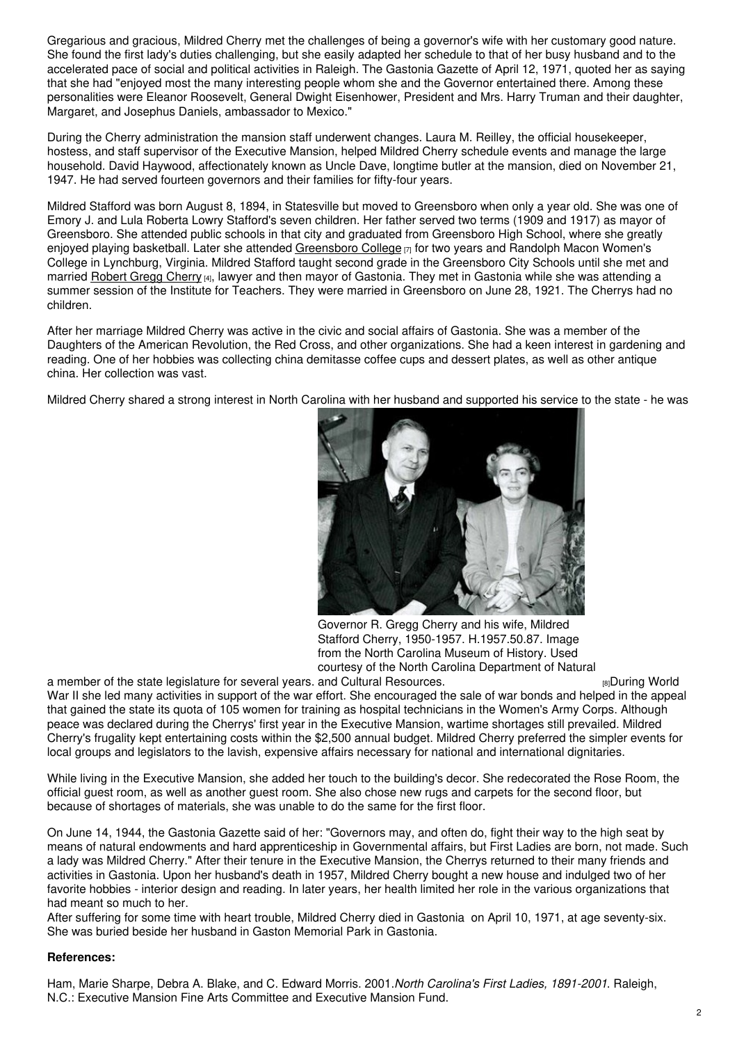Gregarious and gracious, Mildred Cherry met the challenges of being a governor's wife with her customary good nature. She found the first lady's duties challenging, but she easily adapted her schedule to that of her busy husband and to the accelerated pace of social and political activities in Raleigh. The Gastonia Gazette of April 12, 1971, quoted her as saying that she had "enjoyed most the many interesting people whom she and the Governor entertained there. Among these personalities were Eleanor Roosevelt, General Dwight Eisenhower, President and Mrs. Harry Truman and their daughter, Margaret, and Josephus Daniels, ambassador to Mexico."

During the Cherry administration the mansion staff underwent changes. Laura M. Reilley, the official housekeeper, hostess, and staff supervisor of the Executive Mansion, helped Mildred Cherry schedule events and manage the large household. David Haywood, affectionately known as Uncle Dave, longtime butler at the mansion, died on November 21, 1947. He had served fourteen governors and their families for fifty-four years.

Mildred Stafford was born August 8, 1894, in Statesville but moved to Greensboro when only a year old. She was one of Emory J. and Lula Roberta Lowry Stafford's seven children. Her father served two terms (1909 and 1917) as mayor of Greensboro. She attended public schools in that city and graduated from Greensboro High School, where she greatly enjoyed playing basketball. Later she attended Greensboro College [7] for two years and Randolph Macon Women's College in Lynchburg, Virginia. Mildred Stafford taught second grade in the Greensboro City Schools until she met and married Robert Gregg Cherry [4], lawyer and then mayor of Gastonia. They met in Gastonia while she was attending a summer session of the Institute for Teachers. They were married in Greensboro on June 28, 1921. The Cherrys had no children.

After her marriage Mildred Cherry was active in the civic and social affairs of Gastonia. She was a member of the Daughters of the American Revolution, the Red Cross, and other organizations. She had a keen interest in gardening and reading. One of her hobbies was collecting china demitasse coffee cups and dessert plates, as well as other antique china. Her collection was vast.

Mildred Cherry shared a strong interest in North Carolina with her husband and supported his service to the state - he was a member of the state legislature for several years. [8]During World War II she led many activities in support of the war effort. She encouraged the sale of war bonds and helped in the appeal that gained the state its quota of 105 women for training as hospital technicians in the Women's Army Corps. Although peace was declared during the Cherrys' first year in the Executive Mansion, wartime shortages still prevailed. Mildred Cherry's frugality kept entertaining costs within the $2,500 annual budget. Mildred Cherry preferred the simpler events for local groups and legislators to the lavish, expensive affairs necessary for national and international dignitaries.

Governor R. Gregg Cherry and his wife, Mildred Stafford Cherry, 1950-1957. H.1957.50.87. Image from the North Carolina Museum of History. Used courtesy of the North Carolina Department of Natural and Cultural Resources.

While living in the Executive Mansion, she added her touch to the building's decor. She redecorated the Rose Room, the official guest room, as well as another guest room. She also chose new rugs and carpets for the second floor, but because of shortages of materials, she was unable to do the same for the first floor.

On June 14, 1944, the Gastonia Gazette said of her: "Governors may, and often do, fight their way to the high seat by means of natural endowments and hard apprenticeship in Governmental affairs, but First Ladies are born, not made. Such a lady was Mildred Cherry." After their tenure in the Executive Mansion, the Cherrys returned to their many friends and activities in Gastonia. Upon her husband's death in 1957, Mildred Cherry bought a new house and indulged two of her favorite hobbies - interior design and reading. In later years, her health limited her role in the various organizations that had meant so much to her.

After suffering for some time with heart trouble, Mildred Cherry died in Gastonia on April 10, 1971, at age seventy-six. She was buried beside her husband in Gaston Memorial Park in Gastonia.

**References:**

Ham, Marie Sharpe, Debra A. Blake, and C. Edward Morris. 2001. *North Carolina's First Ladies, 1891-2001*. Raleigh, N.C.: Executive Mansion Fine Arts Committee and Executive Mansion Fund.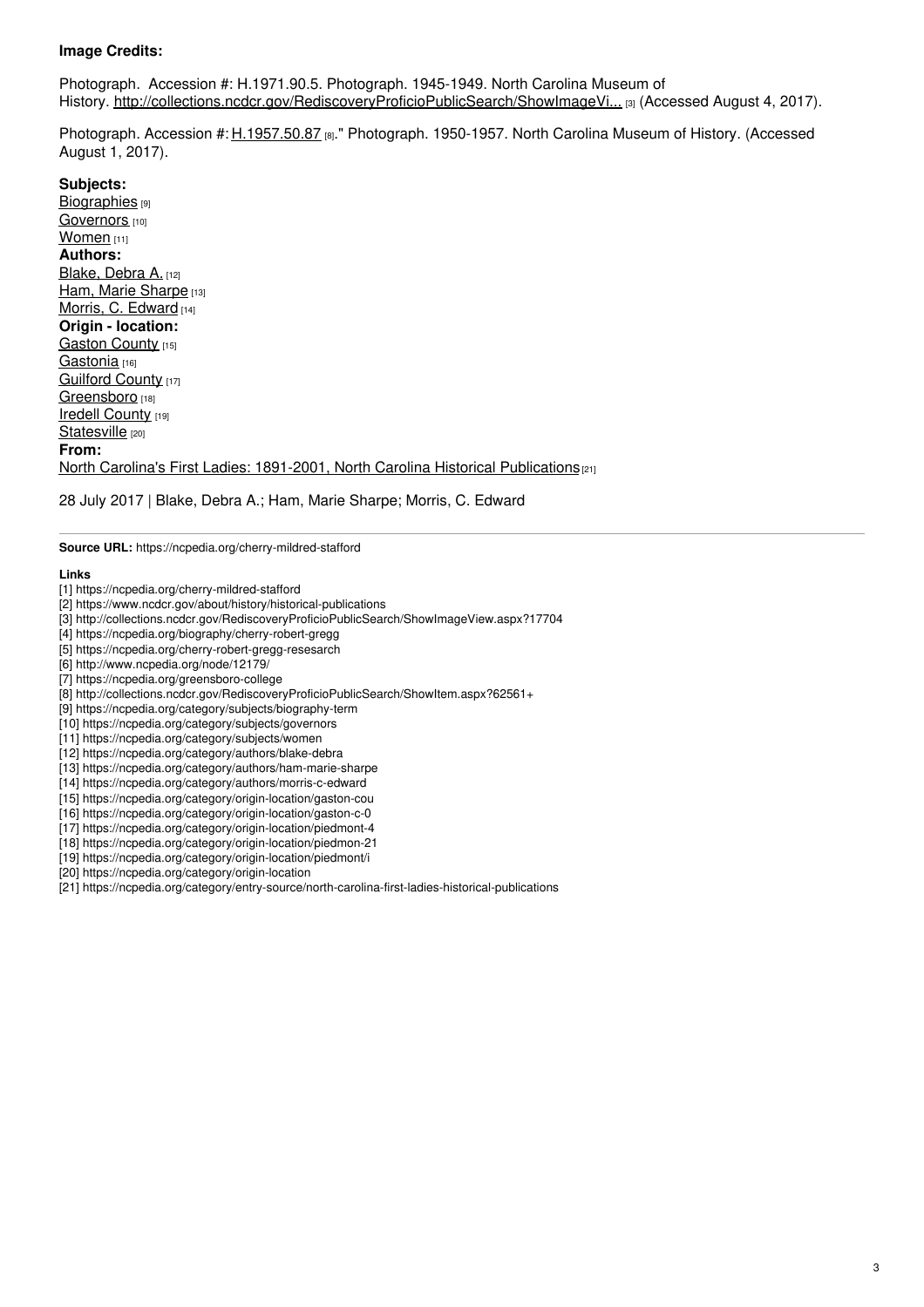**Image Credits:**

Photograph. Accession #: H.1971.90.5. Photograph. 1945-1949. North Carolina Museum of History. http://collections.ncdcr.gov/RediscoveryProficioPublicSearch/ShowImageVi... [3] (Accessed August 4, 2017).

Photograph. Accession #: H.1957.50.87 [8]." Photograph. 1950-1957. North Carolina Museum of History. (Accessed August 1, 2017).

**Subjects:**
Biographies [9]
Governors [10]
Women [11]
**Authors:**
Blake, Debra A. [12]
Ham, Marie Sharpe [13]
Morris, C. Edward [14]
**Origin - location:**
Gaston County [15]
Gastonia [16]
Guilford County [17]
Greensboro [18]
Iredell County [19]
Statesville [20]
**From:**
North Carolina's First Ladies: 1891-2001, North Carolina Historical Publications [21]

28 July 2017 | Blake, Debra A.; Ham, Marie Sharpe; Morris, C. Edward

---

**Source URL:** https://ncpedia.org/cherry-mildred-stafford

**Links**
[1] https://ncpedia.org/cherry-mildred-stafford
[2] https://www.ncdcr.gov/about/history/historical-publications
[3] http://collections.ncdcr.gov/RediscoveryProficioPublicSearch/ShowImageView.aspx?17704
[4] https://ncpedia.org/biography/cherry-robert-gregg
[5] https://ncpedia.org/cherry-robert-gregg-resesarch
[6] http://www.ncpedia.org/node/12179/
[7] https://ncpedia.org/greensboro-college
[8] http://collections.ncdcr.gov/RediscoveryProficioPublicSearch/ShowItem.aspx?62561+
[9] https://ncpedia.org/category/subjects/biography-term
[10] https://ncpedia.org/category/subjects/governors
[11] https://ncpedia.org/category/subjects/women
[12] https://ncpedia.org/category/authors/blake-debra
[13] https://ncpedia.org/category/authors/ham-marie-sharpe
[14] https://ncpedia.org/category/authors/morris-c-edward
[15] https://ncpedia.org/category/origin-location/gaston-cou
[16] https://ncpedia.org/category/origin-location/gaston-c-0
[17] https://ncpedia.org/category/origin-location/piedmont-4
[18] https://ncpedia.org/category/origin-location/piedmon-21
[19] https://ncpedia.org/category/origin-location/piedmont/i
[20] https://ncpedia.org/category/origin-location
[21] https://ncpedia.org/category/entry-source/north-carolina-first-ladies-historical-publications